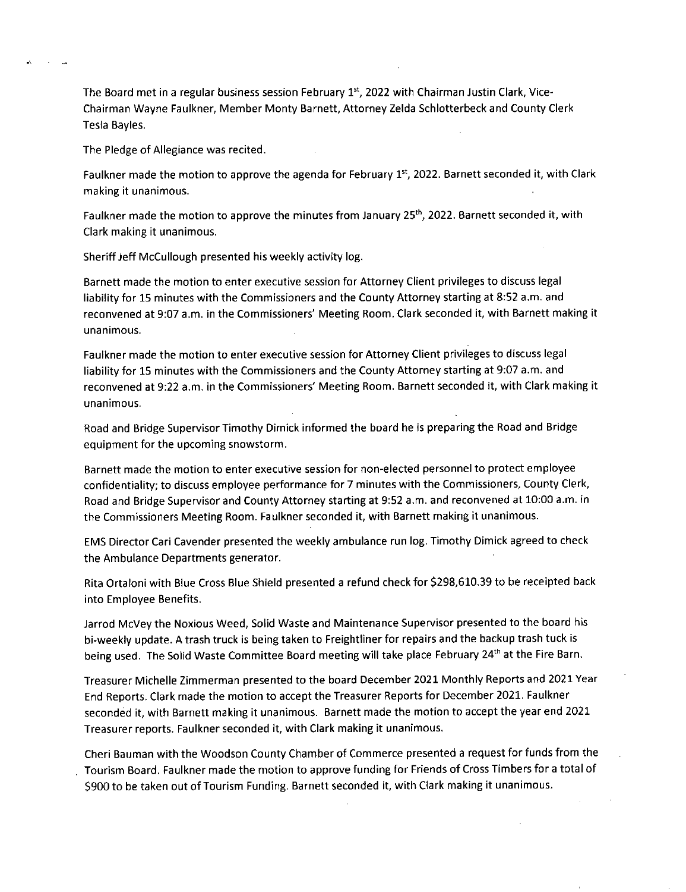The Board met in a regular business session February 1st, 2022 with Chairman Justin Clark, Vice-Chairman Wayne Faulkner, Member Monty Barnett, Attorney Zelda Schlotterbeck and County Clerk Tesla Bayles.

The Pledge of Allegiance was recited.

Faulkner made the motion to approve the agenda for February 1st, 2022. Barnett seconded it, with Clark making it unanimous.

Faulkner made the motion to approve the minutes from January 25th, 2022. Barnett seconded it, with Clark making it unanimous.

Sheriff Jeff McCullough presented his weekly activity log.

Barnett made the motion to enter executive session for Attorney Client privileges to discuss legal liability for 15 minutes with the Commissioners and the County Attorney starting at 8:52 a.m. and reconvened at 9:07 a.m. in the Commissioners' Meeting Room. Clark seconded it, with Barnett making it unanimous.

Faulkner made the motion to enter executive session for Attorney Client privileges to discuss legal liability for 15 minutes with the Commissioners and the County Attorney starting at 9:07 a.m. and reconvened at 9:22 a.m. in the Commissioners' Meeting Room. Barnett seconded it, with Clark making it unanimous.

Road and Bridge Supervisor Timothy Dimick informed the board he is preparing the Road and Bridge equipment for the upcoming snowstorm.

Barnett made the motion to enter executive session for non-elected personnel to protect employee confidentiality; to discuss employee performance for 7 minutes with the Commissioners, County Clerk, Road and Bridge Supervisor and County Attorney starting at 9:52 a.m. and reconvened at 10:00 a.m. in the Commissioners Meeting Room. Faulkner seconded it, with Barnett making it unanimous.

EMS Director Cari Cavender presented the weekly ambulance run log. Timothy Dimick agreed to check the Ambulance Departments generator.

Rita Ortaloni with Blue Cross Blue Shield presented a refund check for $298,610.39 to be receipted back into Employee Benefits.

Jarrod McVey the Noxious Weed, Solid Waste and Maintenance Supervisor presented to the board his bi-weekly update. A trash truck is being taken to Freightliner for repairs and the backup trash tuck is being used. The Solid Waste Committee Board meeting will take place February 24th at the Fire Barn.

Treasurer Michelle Zimmerman presented to the board December 2021 Monthly Reports and 2021 Year End Reports. Clark made the motion to accept the Treasurer Reports for December 2021. Faulkner seconded it, with Barnett making it unanimous. Barnett made the motion to accept the year end 2021 Treasurer reports. Faulkner seconded it, with Clark making it unanimous.

Cheri Bauman with the Woodson County Chamber of Commerce presented a request for funds from the Tourism Board. Faulkner made the motion to approve funding for Friends of Cross Timbers for a total of $900 to be taken out of Tourism Funding. Barnett seconded it, with Clark making it unanimous.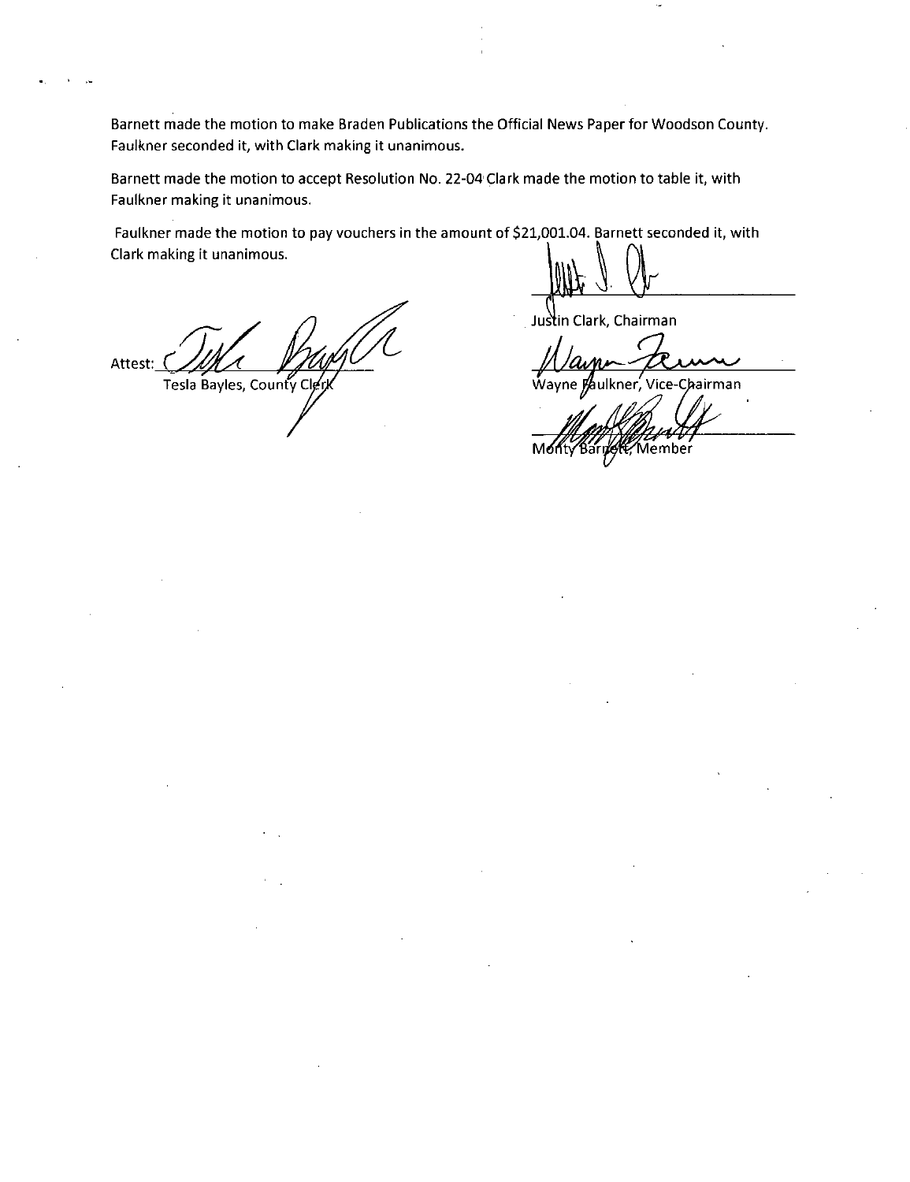Barnett made the motion to make Braden Publications the Official News Paper for Woodson County. Faulkner seconded it, with Clark making it unanimous.

Barnett made the motion to accept Resolution No. 22-04 Clark made the motion to table it, with Faulkner making it unanimous.

Faulkner made the motion to pay vouchers in the amount of $21,001.04. Barnett seconded it, with Clark making it unanimous.

Justin Clark, Chairman

Attest:

Tesla Bayles, County Clerk

Wayne Faulkner, Vice-Chairman

Monty Barnett, Member